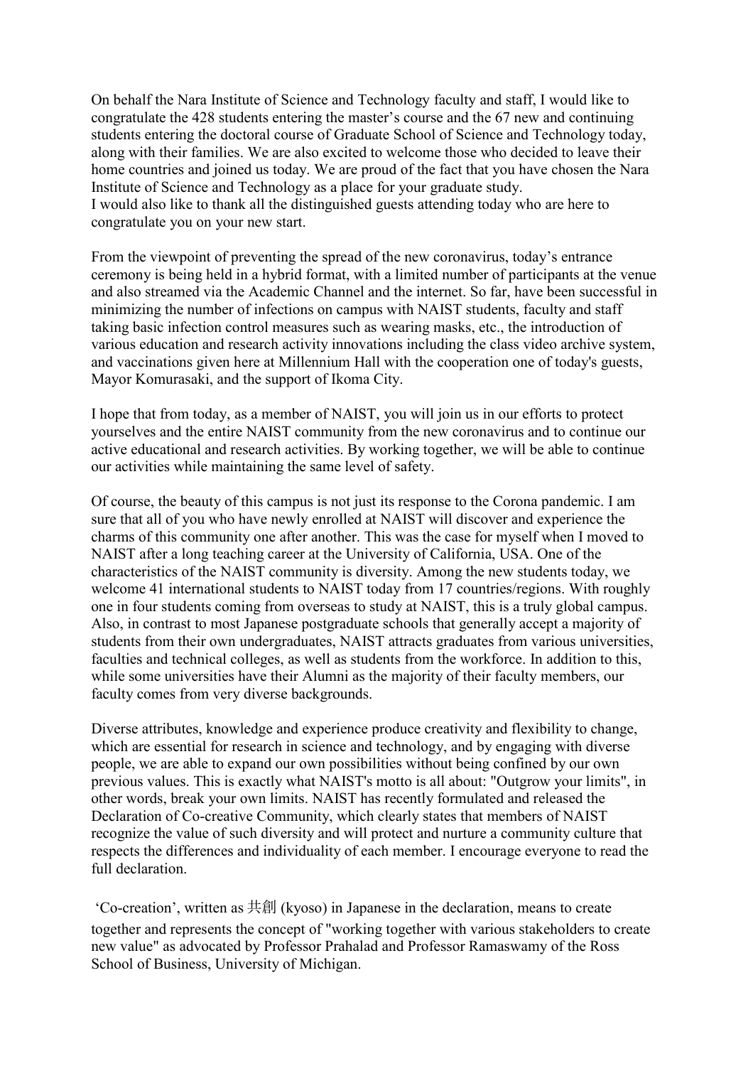On behalf the Nara Institute of Science and Technology faculty and staff, I would like to congratulate the 428 students entering the master's course and the 67 new and continuing students entering the doctoral course of Graduate School of Science and Technology today, along with their families. We are also excited to welcome those who decided to leave their home countries and joined us today. We are proud of the fact that you have chosen the Nara Institute of Science and Technology as a place for your graduate study.
I would also like to thank all the distinguished guests attending today who are here to congratulate you on your new start.

From the viewpoint of preventing the spread of the new coronavirus, today's entrance ceremony is being held in a hybrid format, with a limited number of participants at the venue and also streamed via the Academic Channel and the internet. So far, have been successful in minimizing the number of infections on campus with NAIST students, faculty and staff taking basic infection control measures such as wearing masks, etc., the introduction of various education and research activity innovations including the class video archive system, and vaccinations given here at Millennium Hall with the cooperation one of today's guests, Mayor Komurasaki, and the support of Ikoma City.

I hope that from today, as a member of NAIST, you will join us in our efforts to protect yourselves and the entire NAIST community from the new coronavirus and to continue our active educational and research activities. By working together, we will be able to continue our activities while maintaining the same level of safety.

Of course, the beauty of this campus is not just its response to the Corona pandemic. I am sure that all of you who have newly enrolled at NAIST will discover and experience the charms of this community one after another. This was the case for myself when I moved to NAIST after a long teaching career at the University of California, USA. One of the characteristics of the NAIST community is diversity. Among the new students today, we welcome 41 international students to NAIST today from 17 countries/regions. With roughly one in four students coming from overseas to study at NAIST, this is a truly global campus. Also, in contrast to most Japanese postgraduate schools that generally accept a majority of students from their own undergraduates, NAIST attracts graduates from various universities, faculties and technical colleges, as well as students from the workforce. In addition to this, while some universities have their Alumni as the majority of their faculty members, our faculty comes from very diverse backgrounds.

Diverse attributes, knowledge and experience produce creativity and flexibility to change, which are essential for research in science and technology, and by engaging with diverse people, we are able to expand our own possibilities without being confined by our own previous values. This is exactly what NAIST's motto is all about: "Outgrow your limits", in other words, break your own limits. NAIST has recently formulated and released the Declaration of Co-creative Community, which clearly states that members of NAIST recognize the value of such diversity and will protect and nurture a community culture that respects the differences and individuality of each member. I encourage everyone to read the full declaration.

'Co-creation', written as 共創 (kyoso) in Japanese in the declaration, means to create together and represents the concept of "working together with various stakeholders to create new value" as advocated by Professor Prahalad and Professor Ramaswamy of the Ross School of Business, University of Michigan.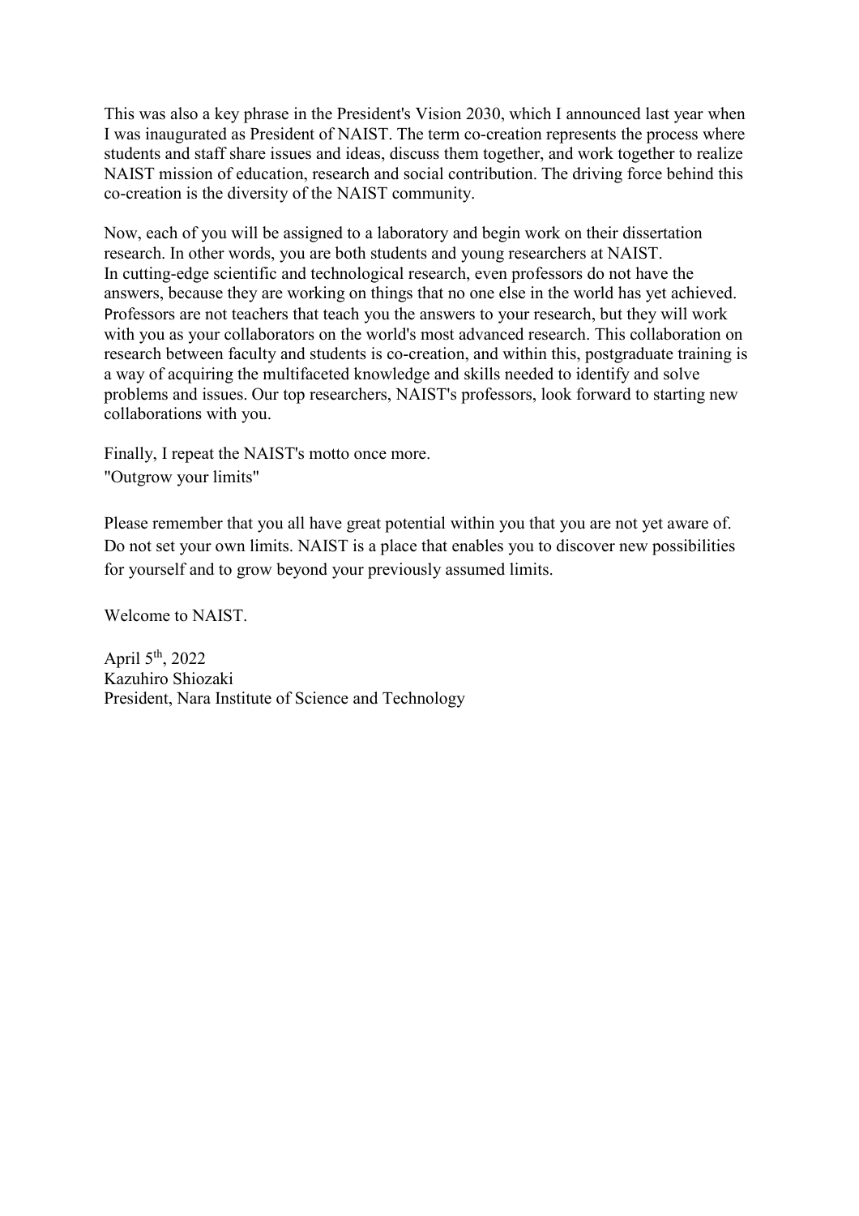This was also a key phrase in the President's Vision 2030, which I announced last year when I was inaugurated as President of NAIST. The term co-creation represents the process where students and staff share issues and ideas, discuss them together, and work together to realize NAIST mission of education, research and social contribution. The driving force behind this co-creation is the diversity of the NAIST community.

Now, each of you will be assigned to a laboratory and begin work on their dissertation research. In other words, you are both students and young researchers at NAIST.
In cutting-edge scientific and technological research, even professors do not have the answers, because they are working on things that no one else in the world has yet achieved. Professors are not teachers that teach you the answers to your research, but they will work with you as your collaborators on the world's most advanced research. This collaboration on research between faculty and students is co-creation, and within this, postgraduate training is a way of acquiring the multifaceted knowledge and skills needed to identify and solve problems and issues. Our top researchers, NAIST's professors, look forward to starting new collaborations with you.

Finally, I repeat the NAIST's motto once more.
"Outgrow your limits"

Please remember that you all have great potential within you that you are not yet aware of. Do not set your own limits. NAIST is a place that enables you to discover new possibilities for yourself and to grow beyond your previously assumed limits.

Welcome to NAIST.

April 5th, 2022
Kazuhiro Shiozaki
President, Nara Institute of Science and Technology